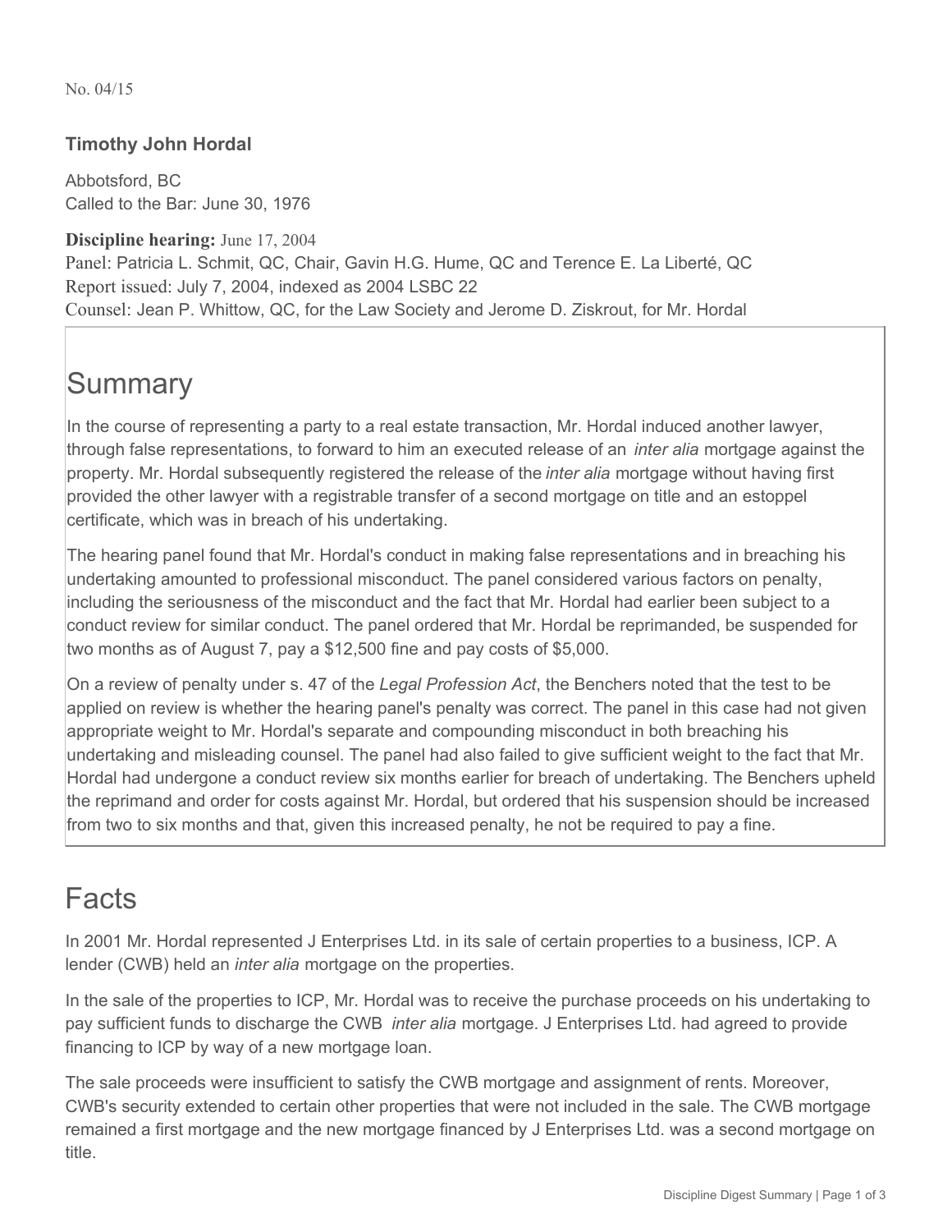No. 04/15

**Timothy John Hordal**

Abbotsford, BC
Called to the Bar: June 30, 1976

**Discipline hearing:** June 17, 2004
Panel: Patricia L. Schmit, QC, Chair, Gavin H.G. Hume, QC and Terence E. La Liberté, QC
Report issued: July 7, 2004, indexed as 2004 LSBC 22
Counsel: Jean P. Whittow, QC, for the Law Society and Jerome D. Ziskrout, for Mr. Hordal

# Summary

In the course of representing a party to a real estate transaction, Mr. Hordal induced another lawyer, through false representations, to forward to him an executed release of an *inter alia* mortgage against the property. Mr. Hordal subsequently registered the release of the *inter alia* mortgage without having first provided the other lawyer with a registrable transfer of a second mortgage on title and an estoppel certificate, which was in breach of his undertaking.

The hearing panel found that Mr. Hordal's conduct in making false representations and in breaching his undertaking amounted to professional misconduct. The panel considered various factors on penalty, including the seriousness of the misconduct and the fact that Mr. Hordal had earlier been subject to a conduct review for similar conduct. The panel ordered that Mr. Hordal be reprimanded, be suspended for two months as of August 7, pay a $12,500 fine and pay costs of $5,000.

On a review of penalty under s. 47 of the *Legal Profession Act*, the Benchers noted that the test to be applied on review is whether the hearing panel's penalty was correct. The panel in this case had not given appropriate weight to Mr. Hordal's separate and compounding misconduct in both breaching his undertaking and misleading counsel. The panel had also failed to give sufficient weight to the fact that Mr. Hordal had undergone a conduct review six months earlier for breach of undertaking. The Benchers upheld the reprimand and order for costs against Mr. Hordal, but ordered that his suspension should be increased from two to six months and that, given this increased penalty, he not be required to pay a fine.

# Facts

In 2001 Mr. Hordal represented J Enterprises Ltd. in its sale of certain properties to a business, ICP. A lender (CWB) held an *inter alia* mortgage on the properties.

In the sale of the properties to ICP, Mr. Hordal was to receive the purchase proceeds on his undertaking to pay sufficient funds to discharge the CWB *inter alia* mortgage. J Enterprises Ltd. had agreed to provide financing to ICP by way of a new mortgage loan.

The sale proceeds were insufficient to satisfy the CWB mortgage and assignment of rents. Moreover, CWB's security extended to certain other properties that were not included in the sale. The CWB mortgage remained a first mortgage and the new mortgage financed by J Enterprises Ltd. was a second mortgage on title.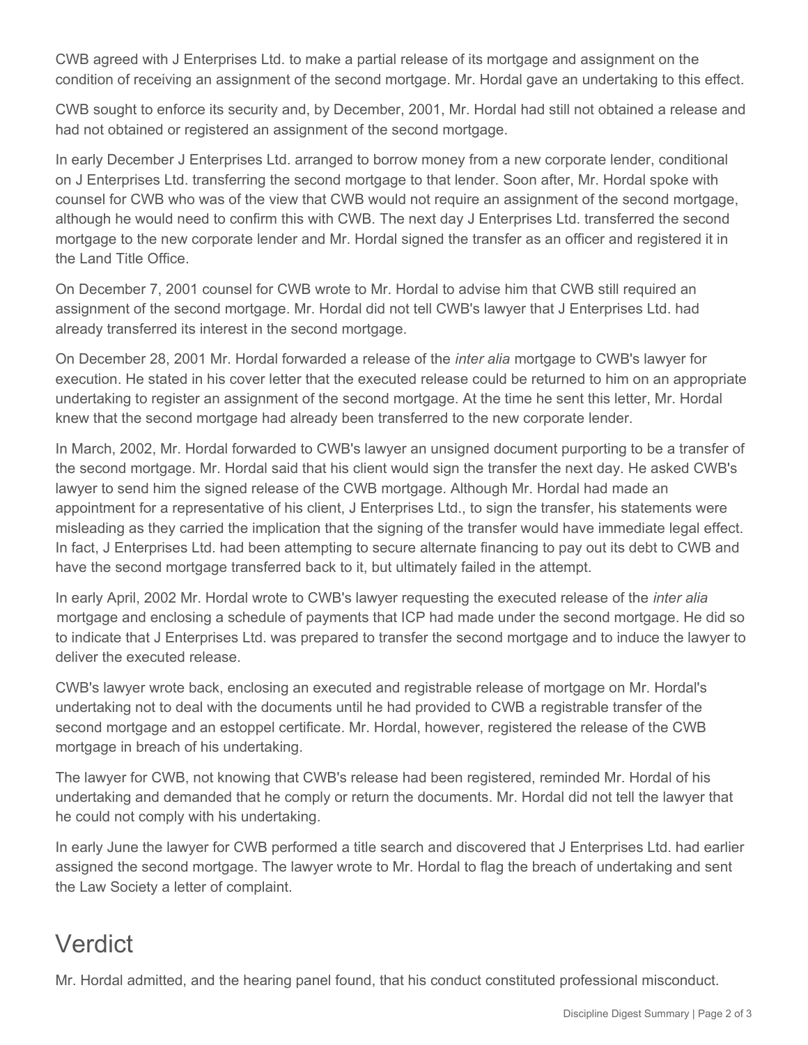CWB agreed with J Enterprises Ltd. to make a partial release of its mortgage and assignment on the condition of receiving an assignment of the second mortgage. Mr. Hordal gave an undertaking to this effect.

CWB sought to enforce its security and, by December, 2001, Mr. Hordal had still not obtained a release and had not obtained or registered an assignment of the second mortgage.

In early December J Enterprises Ltd. arranged to borrow money from a new corporate lender, conditional on J Enterprises Ltd. transferring the second mortgage to that lender. Soon after, Mr. Hordal spoke with counsel for CWB who was of the view that CWB would not require an assignment of the second mortgage, although he would need to confirm this with CWB. The next day J Enterprises Ltd. transferred the second mortgage to the new corporate lender and Mr. Hordal signed the transfer as an officer and registered it in the Land Title Office.

On December 7, 2001 counsel for CWB wrote to Mr. Hordal to advise him that CWB still required an assignment of the second mortgage. Mr. Hordal did not tell CWB's lawyer that J Enterprises Ltd. had already transferred its interest in the second mortgage.

On December 28, 2001 Mr. Hordal forwarded a release of the *inter alia* mortgage to CWB's lawyer for execution. He stated in his cover letter that the executed release could be returned to him on an appropriate undertaking to register an assignment of the second mortgage. At the time he sent this letter, Mr. Hordal knew that the second mortgage had already been transferred to the new corporate lender.

In March, 2002, Mr. Hordal forwarded to CWB's lawyer an unsigned document purporting to be a transfer of the second mortgage. Mr. Hordal said that his client would sign the transfer the next day. He asked CWB's lawyer to send him the signed release of the CWB mortgage. Although Mr. Hordal had made an appointment for a representative of his client, J Enterprises Ltd., to sign the transfer, his statements were misleading as they carried the implication that the signing of the transfer would have immediate legal effect. In fact, J Enterprises Ltd. had been attempting to secure alternate financing to pay out its debt to CWB and have the second mortgage transferred back to it, but ultimately failed in the attempt.

In early April, 2002 Mr. Hordal wrote to CWB's lawyer requesting the executed release of the *inter alia* mortgage and enclosing a schedule of payments that ICP had made under the second mortgage. He did so to indicate that J Enterprises Ltd. was prepared to transfer the second mortgage and to induce the lawyer to deliver the executed release.

CWB's lawyer wrote back, enclosing an executed and registrable release of mortgage on Mr. Hordal's undertaking not to deal with the documents until he had provided to CWB a registrable transfer of the second mortgage and an estoppel certificate. Mr. Hordal, however, registered the release of the CWB mortgage in breach of his undertaking.

The lawyer for CWB, not knowing that CWB's release had been registered, reminded Mr. Hordal of his undertaking and demanded that he comply or return the documents. Mr. Hordal did not tell the lawyer that he could not comply with his undertaking.

In early June the lawyer for CWB performed a title search and discovered that J Enterprises Ltd. had earlier assigned the second mortgage. The lawyer wrote to Mr. Hordal to flag the breach of undertaking and sent the Law Society a letter of complaint.

# Verdict

Mr. Hordal admitted, and the hearing panel found, that his conduct constituted professional misconduct.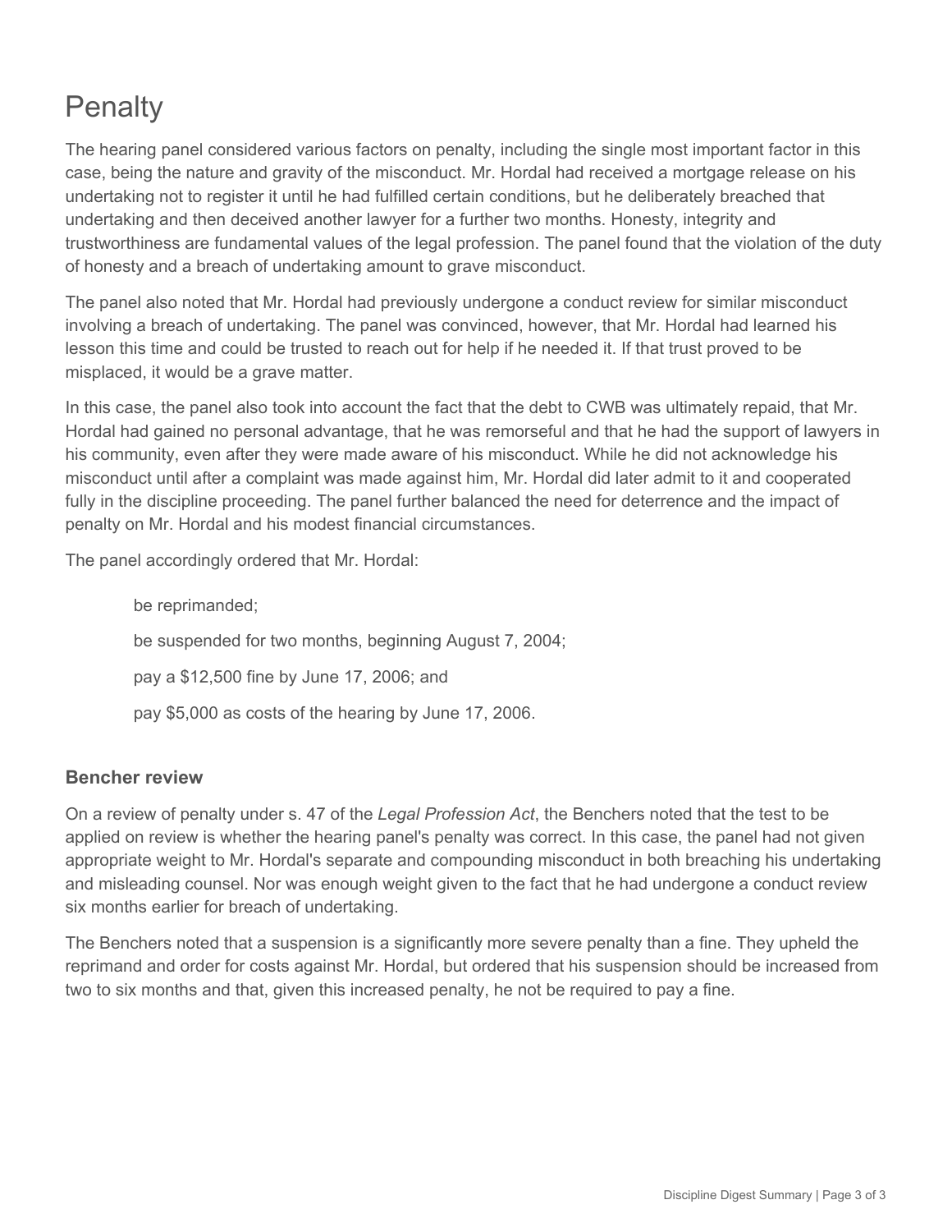# Penalty

The hearing panel considered various factors on penalty, including the single most important factor in this case, being the nature and gravity of the misconduct. Mr. Hordal had received a mortgage release on his undertaking not to register it until he had fulfilled certain conditions, but he deliberately breached that undertaking and then deceived another lawyer for a further two months. Honesty, integrity and trustworthiness are fundamental values of the legal profession. The panel found that the violation of the duty of honesty and a breach of undertaking amount to grave misconduct.

The panel also noted that Mr. Hordal had previously undergone a conduct review for similar misconduct involving a breach of undertaking. The panel was convinced, however, that Mr. Hordal had learned his lesson this time and could be trusted to reach out for help if he needed it. If that trust proved to be misplaced, it would be a grave matter.

In this case, the panel also took into account the fact that the debt to CWB was ultimately repaid, that Mr. Hordal had gained no personal advantage, that he was remorseful and that he had the support of lawyers in his community, even after they were made aware of his misconduct. While he did not acknowledge his misconduct until after a complaint was made against him, Mr. Hordal did later admit to it and cooperated fully in the discipline proceeding. The panel further balanced the need for deterrence and the impact of penalty on Mr. Hordal and his modest financial circumstances.

The panel accordingly ordered that Mr. Hordal:

- be reprimanded;
- be suspended for two months, beginning August 7, 2004;
- pay a $12,500 fine by June 17, 2006; and
- pay $5,000 as costs of the hearing by June 17, 2006.

### Bencher review

On a review of penalty under s. 47 of the *Legal Profession Act*, the Benchers noted that the test to be applied on review is whether the hearing panel's penalty was correct. In this case, the panel had not given appropriate weight to Mr. Hordal's separate and compounding misconduct in both breaching his undertaking and misleading counsel. Nor was enough weight given to the fact that he had undergone a conduct review six months earlier for breach of undertaking.

The Benchers noted that a suspension is a significantly more severe penalty than a fine. They upheld the reprimand and order for costs against Mr. Hordal, but ordered that his suspension should be increased from two to six months and that, given this increased penalty, he not be required to pay a fine.